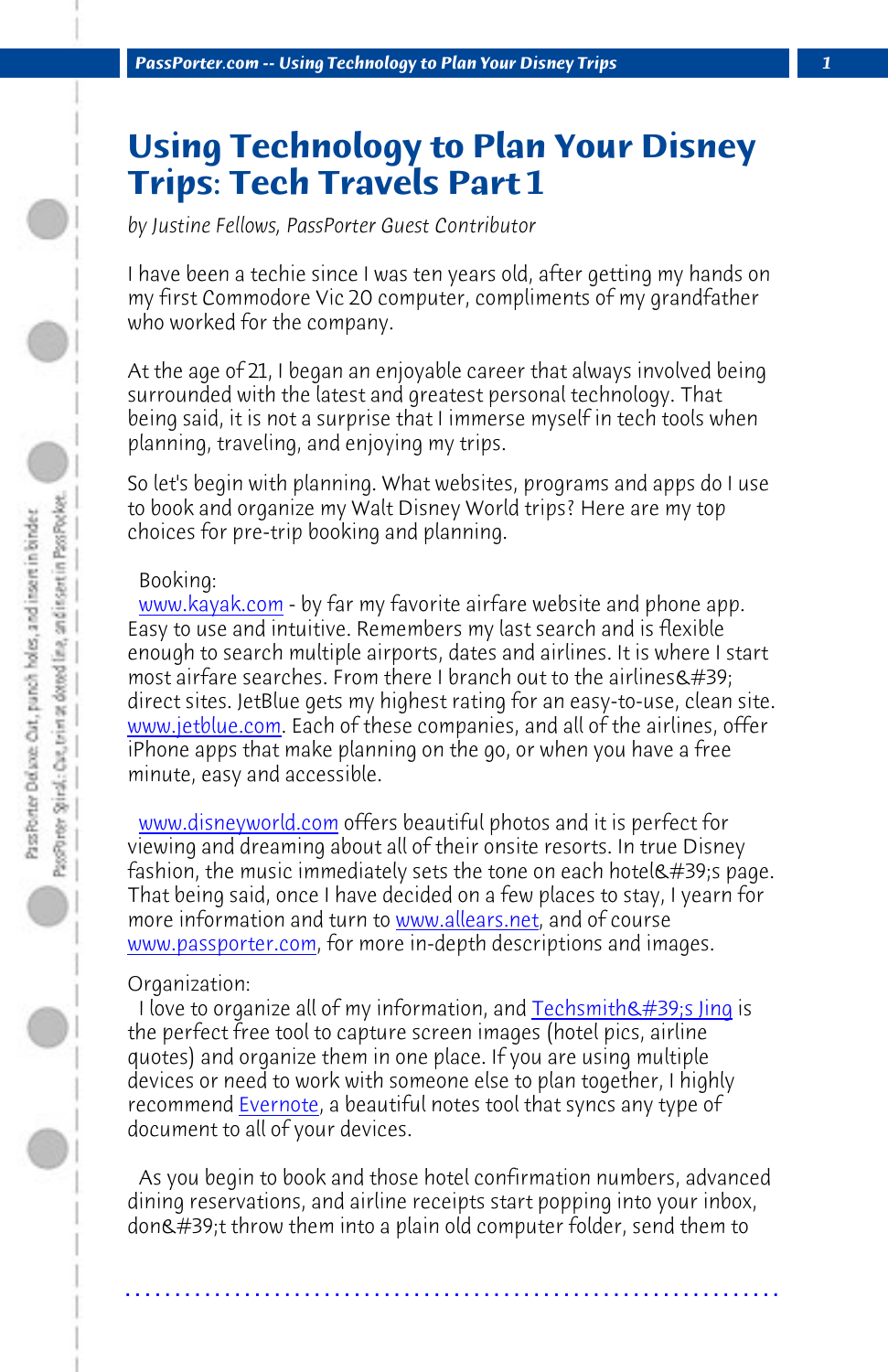# Using Technology to Plan Your Disney Trips: Tech Travels Part 1

*by Justine Fellows, PassPorter Guest Contributor*

I have been a techie since I was ten years old, after getting my hands on my first Commodore Vic 20 computer, compliments of my grandfather who worked for the company.

At the age of 21, I began an enjoyable career that always involved being surrounded with the latest and greatest personal technology. That being said, it is not a surprise that I immerse myself in tech tools when planning, traveling, and enjoying my trips.

So let's begin with planning. What websites, programs and apps do I use to book and organize my Walt Disney World trips? Here are my top choices for pre-trip booking and planning.

Booking:
www.kayak.com - by far my favorite airfare website and phone app. Easy to use and intuitive. Remembers my last search and is flexible enough to search multiple airports, dates and airlines. It is where I start most airfare searches. From there I branch out to the airlines&#39; direct sites. JetBlue gets my highest rating for an easy-to-use, clean site. www.jetblue.com. Each of these companies, and all of the airlines, offer iPhone apps that make planning on the go, or when you have a free minute, easy and accessible.

www.disneyworld.com offers beautiful photos and it is perfect for viewing and dreaming about all of their onsite resorts. In true Disney fashion, the music immediately sets the tone on each hotel&#39;s page. That being said, once I have decided on a few places to stay, I yearn for more information and turn to www.allears.net, and of course www.passporter.com, for more in-depth descriptions and images.

Organization:
I love to organize all of my information, and Techsmith&#39;s Jing is the perfect free tool to capture screen images (hotel pics, airline quotes) and organize them in one place. If you are using multiple devices or need to work with someone else to plan together, I highly recommend Evernote, a beautiful notes tool that syncs any type of document to all of your devices.

As you begin to book and those hotel confirmation numbers, advanced dining reservations, and airline receipts start popping into your inbox, don&#39;t throw them into a plain old computer folder, send them to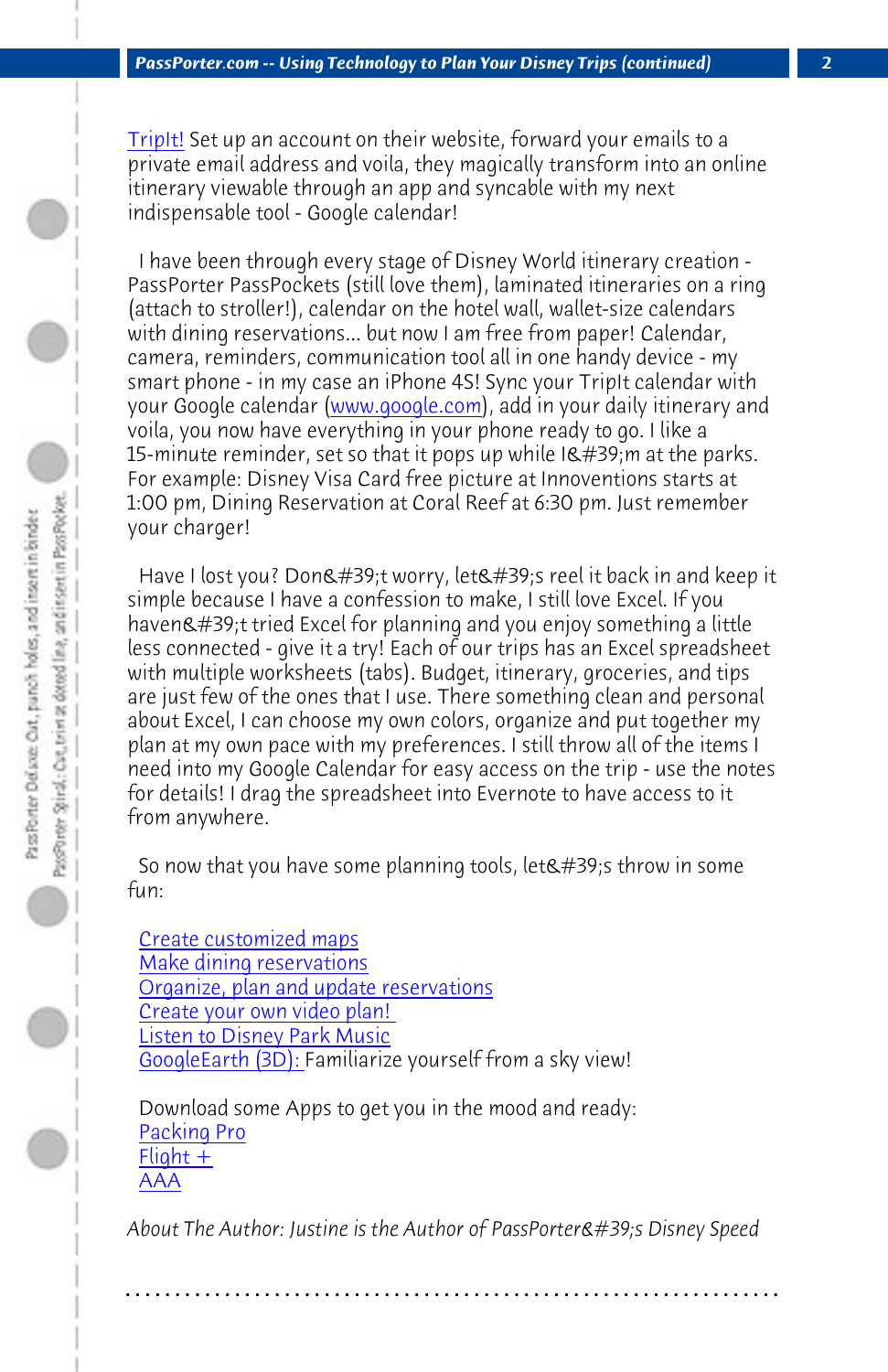TripIt! Set up an account on their website, forward your emails to a private email address and voila, they magically transform into an online itinerary viewable through an app and syncable with my next indispensable tool - Google calendar!

I have been through every stage of Disney World itinerary creation - PassPorter PassPockets (still love them), laminated itineraries on a ring (attach to stroller!), calendar on the hotel wall, wallet-size calendars with dining reservations... but now I am free from paper! Calendar, camera, reminders, communication tool all in one handy device - my smart phone - in my case an iPhone 4S! Sync your TripIt calendar with your Google calendar (www.google.com), add in your daily itinerary and voila, you now have everything in your phone ready to go. I like a 15-minute reminder, set so that it pops up while I&#39;m at the parks. For example: Disney Visa Card free picture at Innoventions starts at 1:00 pm, Dining Reservation at Coral Reef at 6:30 pm. Just remember your charger!

Have I lost you? Don&#39;t worry, let&#39;s reel it back in and keep it simple because I have a confession to make, I still love Excel. If you haven&#39;t tried Excel for planning and you enjoy something a little less connected - give it a try! Each of our trips has an Excel spreadsheet with multiple worksheets (tabs). Budget, itinerary, groceries, and tips are just few of the ones that I use. There something clean and personal about Excel, I can choose my own colors, organize and put together my plan at my own pace with my preferences. I still throw all of the items I need into my Google Calendar for easy access on the trip - use the notes for details! I drag the spreadsheet into Evernote to have access to it from anywhere.

So now that you have some planning tools, let&#39;s throw in some fun:

Create customized maps
Make dining reservations
Organize, plan and update reservations
Create your own video plan!
Listen to Disney Park Music
GoogleEarth (3D): Familiarize yourself from a sky view!

Download some Apps to get you in the mood and ready:
Packing Pro
Flight +
AAA

*About The Author: Justine is the Author of PassPorter&#39;s Disney Speed*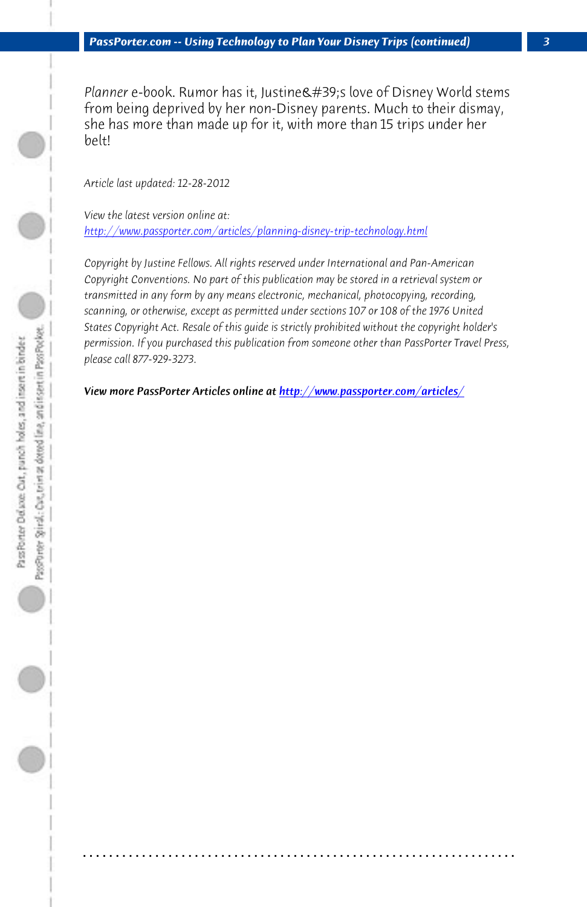*Planner* e-book. Rumor has it, Justine&#39;s love of Disney World stems from being deprived by her non-Disney parents. Much to their dismay, she has more than made up for it, with more than 15 trips under her belt!

*Article last updated: 12-28-2012*

*View the latest version online at:*
*[http://www.passporter.com/articles/planning-disney-trip-technology.html](http://www.passporter.com/articles/planning-disney-trip-technology.html)*

*Copyright by Justine Fellows. All rights reserved under International and Pan-American Copyright Conventions. No part of this publication may be stored in a retrieval system or transmitted in any form by any means electronic, mechanical, photocopying, recording, scanning, or otherwise, except as permitted under sections 107 or 108 of the 1976 United States Copyright Act. Resale of this guide is strictly prohibited without the copyright holder's permission. If you purchased this publication from someone other than PassPorter Travel Press, please call 877-929-3273.*

***View more PassPorter Articles online at [http://www.passporter.com/articles/](http://www.passporter.com/articles/)***